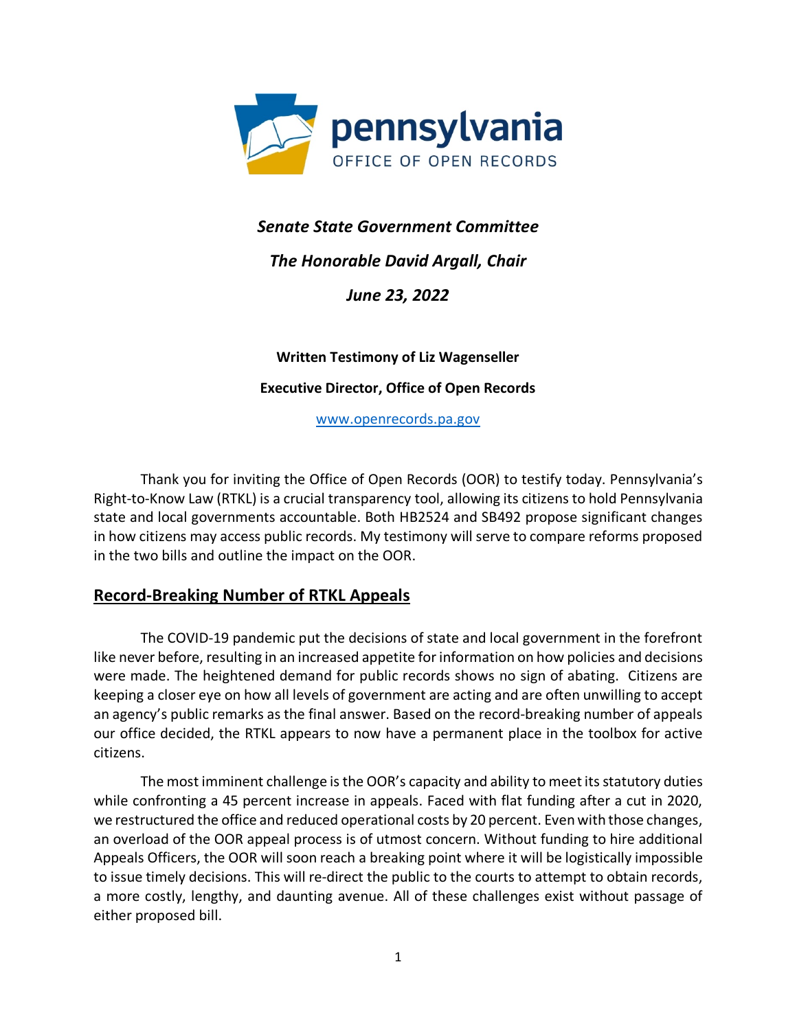pennsylvania

OFFICE OF OPEN RECORDS

*Senate State Government Committee*

*The Honorable David Argall, Chair*

*June 23, 2022*

**Written Testimony of Liz Wagenseller**

**Executive Director, Office of Open Records**

[www.openrecords.pa.gov](http://www.openrecords.pa.gov)

Thank you for inviting the Office of Open Records (OOR) to testify today. Pennsylvania's Right-to-Know Law (RTKL) is a crucial transparency tool, allowing its citizens to hold Pennsylvania state and local governments accountable. Both HB2524 and SB492 propose significant changes in how citizens may access public records. My testimony will serve to compare reforms proposed in the two bills and outline the impact on the OOR.

## Record-Breaking Number of RTKL Appeals

The COVID-19 pandemic put the decisions of state and local government in the forefront like never before, resulting in an increased appetite for information on how policies and decisions were made. The heightened demand for public records shows no sign of abating. Citizens are keeping a closer eye on how all levels of government are acting and are often unwilling to accept an agency's public remarks as the final answer. Based on the record-breaking number of appeals our office decided, the RTKL appears to now have a permanent place in the toolbox for active citizens.

The most imminent challenge is the OOR's capacity and ability to meet its statutory duties while confronting a 45 percent increase in appeals. Faced with flat funding after a cut in 2020, we restructured the office and reduced operational costs by 20 percent. Even with those changes, an overload of the OOR appeal process is of utmost concern. Without funding to hire additional Appeals Officers, the OOR will soon reach a breaking point where it will be logistically impossible to issue timely decisions. This will re-direct the public to the courts to attempt to obtain records, a more costly, lengthy, and daunting avenue. All of these challenges exist without passage of either proposed bill.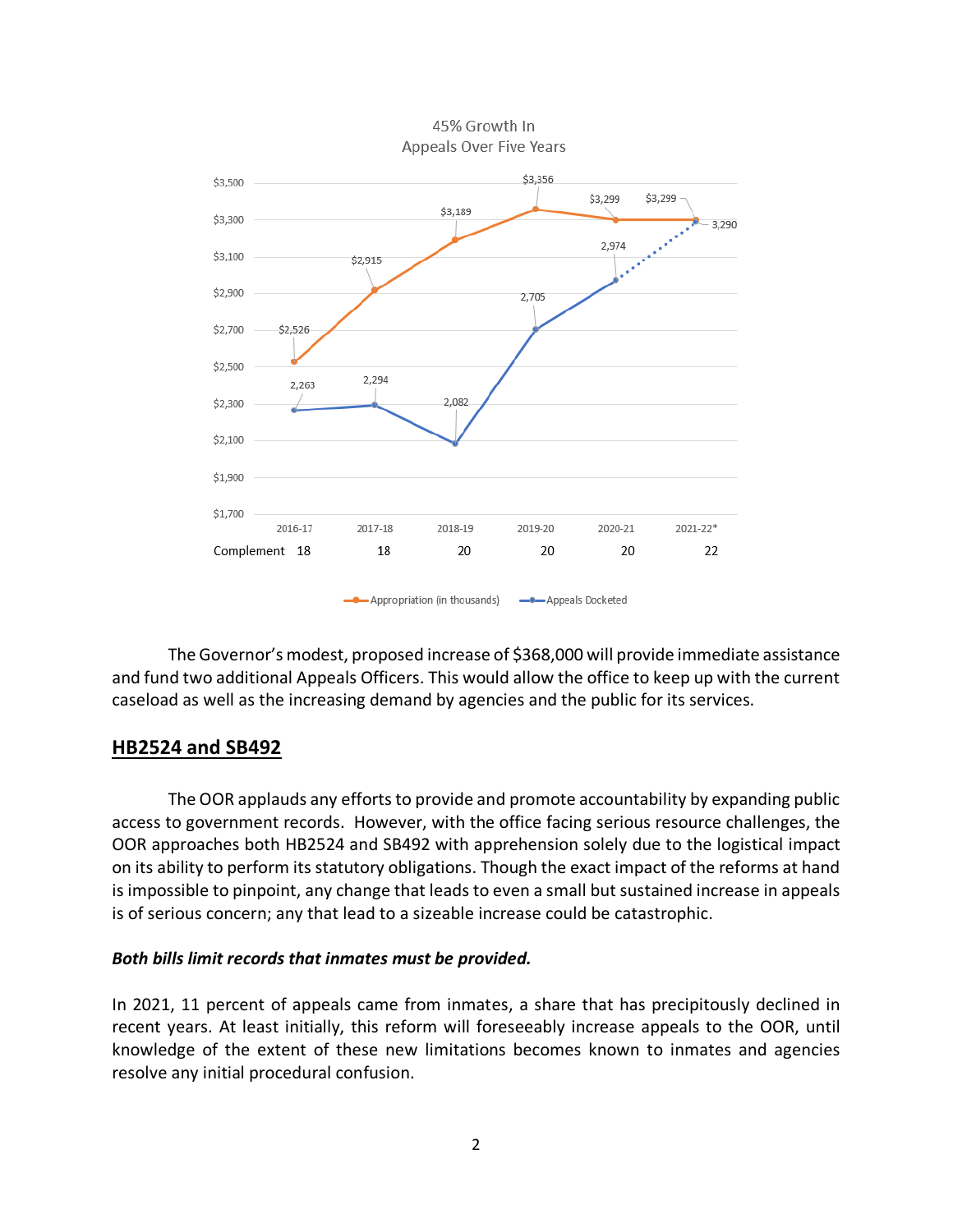45% Growth In Appeals Over Five Years

| | 2016-17 | 2017-18 | 2018-19 | 2019-20 | 2020-21 | 2021-22* |
|---|---|---|---|---|---|---|
| Appropriation (in thousands) | $2,526 | $2,915 | $3,189 | $3,356 | $3,299 | $3,299 |
| Appeals Docketed | 2,263 | 2,294 | 2,082 | 2,705 | 2,974 | 3,290 |
| Complement | 18 | 18 | 20 | 20 | 20 | 22 |

The Governor's modest, proposed increase of $368,000 will provide immediate assistance and fund two additional Appeals Officers. This would allow the office to keep up with the current caseload as well as the increasing demand by agencies and the public for its services.

## HB2524 and SB492

The OOR applauds any efforts to provide and promote accountability by expanding public access to government records. However, with the office facing serious resource challenges, the OOR approaches both HB2524 and SB492 with apprehension solely due to the logistical impact on its ability to perform its statutory obligations. Though the exact impact of the reforms at hand is impossible to pinpoint, any change that leads to even a small but sustained increase in appeals is of serious concern; any that lead to a sizeable increase could be catastrophic.

***Both bills limit records that inmates must be provided.***

In 2021, 11 percent of appeals came from inmates, a share that has precipitously declined in recent years. At least initially, this reform will foreseeably increase appeals to the OOR, until knowledge of the extent of these new limitations becomes known to inmates and agencies resolve any initial procedural confusion.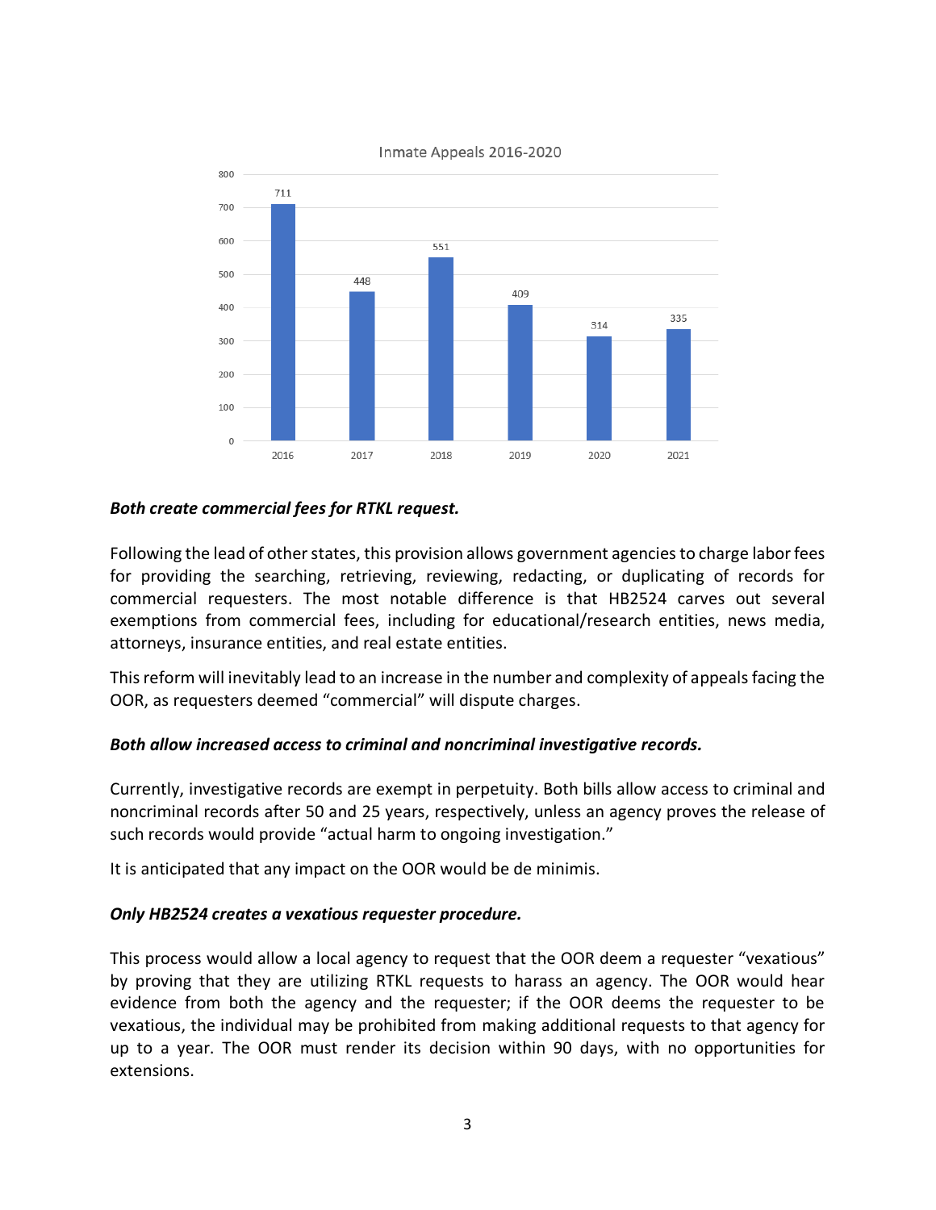Inmate Appeals 2016-2020

| Year | Appeals |
| --- | --- |
| 2016 | 711 |
| 2017 | 448 |
| 2018 | 551 |
| 2019 | 409 |
| 2020 | 314 |
| 2021 | 335 |

***Both create commercial fees for RTKL request.***

Following the lead of other states, this provision allows government agencies to charge labor fees for providing the searching, retrieving, reviewing, redacting, or duplicating of records for commercial requesters. The most notable difference is that HB2524 carves out several exemptions from commercial fees, including for educational/research entities, news media, attorneys, insurance entities, and real estate entities.

This reform will inevitably lead to an increase in the number and complexity of appeals facing the OOR, as requesters deemed "commercial" will dispute charges.

***Both allow increased access to criminal and noncriminal investigative records.***

Currently, investigative records are exempt in perpetuity. Both bills allow access to criminal and noncriminal records after 50 and 25 years, respectively, unless an agency proves the release of such records would provide "actual harm to ongoing investigation."

It is anticipated that any impact on the OOR would be de minimis.

***Only HB2524 creates a vexatious requester procedure.***

This process would allow a local agency to request that the OOR deem a requester "vexatious" by proving that they are utilizing RTKL requests to harass an agency. The OOR would hear evidence from both the agency and the requester; if the OOR deems the requester to be vexatious, the individual may be prohibited from making additional requests to that agency for up to a year. The OOR must render its decision within 90 days, with no opportunities for extensions.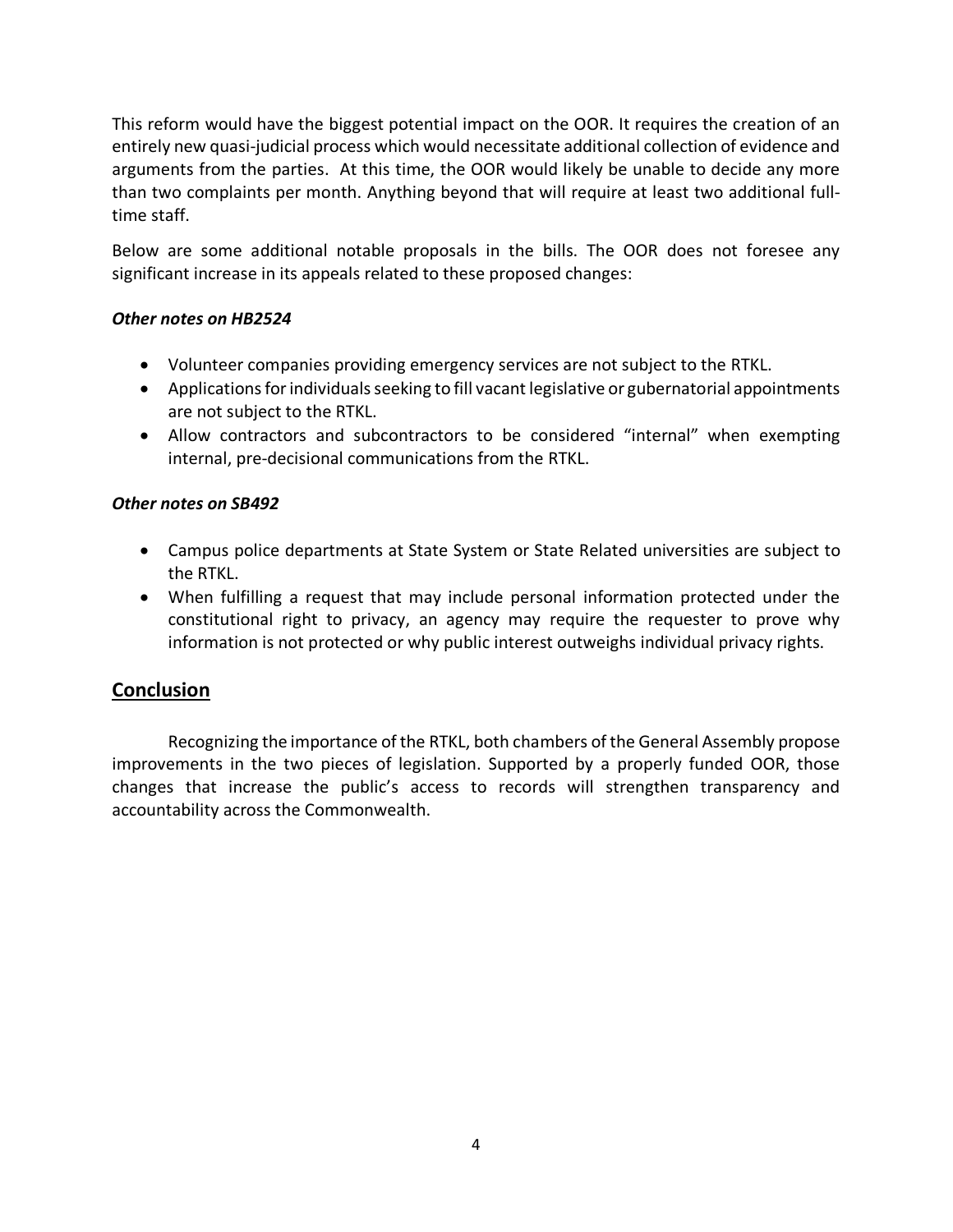This reform would have the biggest potential impact on the OOR. It requires the creation of an entirely new quasi-judicial process which would necessitate additional collection of evidence and arguments from the parties. At this time, the OOR would likely be unable to decide any more than two complaints per month. Anything beyond that will require at least two additional full-time staff.

Below are some additional notable proposals in the bills. The OOR does not foresee any significant increase in its appeals related to these proposed changes:

***Other notes on HB2524***

- Volunteer companies providing emergency services are not subject to the RTKL.
- Applications for individuals seeking to fill vacant legislative or gubernatorial appointments are not subject to the RTKL.
- Allow contractors and subcontractors to be considered "internal" when exempting internal, pre-decisional communications from the RTKL.

***Other notes on SB492***

- Campus police departments at State System or State Related universities are subject to the RTKL.
- When fulfilling a request that may include personal information protected under the constitutional right to privacy, an agency may require the requester to prove why information is not protected or why public interest outweighs individual privacy rights.

## Conclusion

Recognizing the importance of the RTKL, both chambers of the General Assembly propose improvements in the two pieces of legislation. Supported by a properly funded OOR, those changes that increase the public's access to records will strengthen transparency and accountability across the Commonwealth.